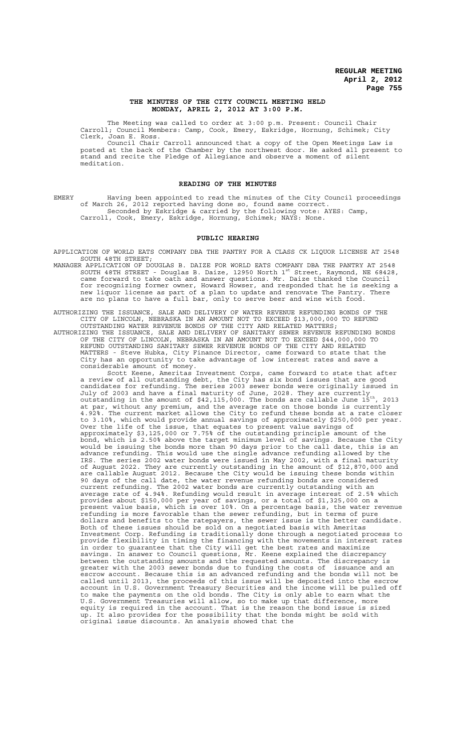# THE MINUTES OF THE CITY COUNCIL MEETING HELD MONDAY, APRIL 2, 2012 AT 3:00 P.M.

The Meeting was called to order at 3:00 p.m. Present: Council Chair Carroll; Council Members: Camp, Cook, Emery, Eskridge, Hornung, Schimek; City Clerk, Joan E. Ross.

Council Chair Carroll announced that a copy of the Open Meetings Law is posted at the back of the Chamber by the northwest door. He asked all present to stand and recite the Pledge of Allegiance and observe a moment of silent meditation.

## READING OF THE MINUTES

EMERY Having been appointed to read the minutes of the City Council proceedings of March 26, 2012 reported having done so, found same correct.

Seconded by Eskridge & carried by the following vote: AYES: Camp, Carroll, Cook, Emery, Eskridge, Hornung, Schimek; NAYS: None.

## PUBLIC HEARING

APPLICATION OF WORLD EATS COMPANY DBA THE PANTRY FOR A CLASS CK LIQUOR LICENSE AT 2548 SOUTH 48TH STREET;

MANAGER APPLICATION OF DOUGLAS B. DAIZE FOR WORLD EATS COMPANY DBA THE PANTRY AT 2548 SOUTH 48TH STREET - Douglas B. Daize, 12950 North 1st Street, Raymond, NE 68428, came forward to take oath and answer questions. Mr. Daize thanked the Council for recognizing former owner, Howard Howser, and responded that he is seeking a new liquor license as part of a plan to update and renovate The Pantry. There are no plans to have a full bar, only to serve beer and wine with food.

AUTHORIZING THE ISSUANCE, SALE AND DELIVERY OF WATER REVENUE REFUNDING BONDS OF THE CITY OF LINCOLN, NEBRASKA IN AN AMOUNT NOT TO EXCEED $13,000,000 TO REFUND OUTSTANDING WATER REVENUE BONDS OF THE CITY AND RELATED MATTERS;

AUTHORIZING THE ISSUANCE, SALE AND DELIVERY OF SANITARY SEWER REVENUE REFUNDING BONDS OF THE CITY OF LINCOLN, NEBRASKA IN AN AMOUNT NOT TO EXCEED $44,000,000 TO REFUND OUTSTANDING SANITARY SEWER REVENUE BONDS OF THE CITY AND RELATED MATTERS - Steve Hubka, City Finance Director, came forward to state that the City has an opportunity to take advantage of low interest rates and save a considerable amount of money.

Scott Keene, Ameritas Investment Corps, came forward to state that after a review of all outstanding debt, the City has six bond issues that are good candidates for refunding. The series 2003 sewer bonds were originally issued in July of 2003 and have a final maturity of June, 2028. They are currently outstanding in the amount of $42,115,000. The bonds are callable June 15th, 2013 at par, without any premium, and the average rate on those bonds is currently 4.92%. The current market allows the City to refund these bonds at a rate closer to 3.10%, which would provide annual savings of approximately $250,000 per year. Over the life of the issue, that equates to present value savings of approximately $3,125,000 or 7.75% of the outstanding principle amount of the bond, which is 2.50% above the target minimum level of savings. Because the City would be issuing the bonds more than 90 days prior to the call date, this is an advance refunding. This would use the single advance refunding allowed by the IRS. The series 2002 water bonds were issued in May 2002, with a final maturity of August 2022. They are currently outstanding in the amount of $12,870,000 and are callable August 2012. Because the City would be issuing these bonds within 90 days of the call date, the water revenue refunding bonds are considered current refunding. The 2002 water bonds are currently outstanding with an average rate of 4.94%. Refunding would result in average interest of 2.5% which provides about $150,000 per year of savings, or a total of $1,325,000 on a present value basis, which is over 10%. On a percentage basis, the water revenue refunding is more favorable than the sewer refunding, but in terms of pure dollars and benefits to the ratepayers, the sewer issue is the better candidate. Both of these issues should be sold on a negotiated basis with Ameritas Investment Corp. Refunding is traditionally done through a negotiated process to provide flexibility in timing the financing with the movements in interest rates in order to guarantee that the City will get the best rates and maximize savings. In answer to Council questions, Mr. Keene explained the discrepancy between the outstanding amounts and the requested amounts. The discrepancy is greater with the 2003 sewer bonds due to funding the costs of issuance and an escrow account. Because this is an advanced refunding and the bonds will not be called until 2013, the proceeds of this issue will be deposited into the escrow account in U.S. Government Treasury Securities and the income will be pulled off to make the payments on the old bonds. The City is only able to earn what the U.S. Government Treasuries will allow, so to make up that difference, more equity is required in the account. That is the reason the bond issue is sized up. It also provides for the possibility that the bonds might be sold with original issue discounts. An analysis showed that the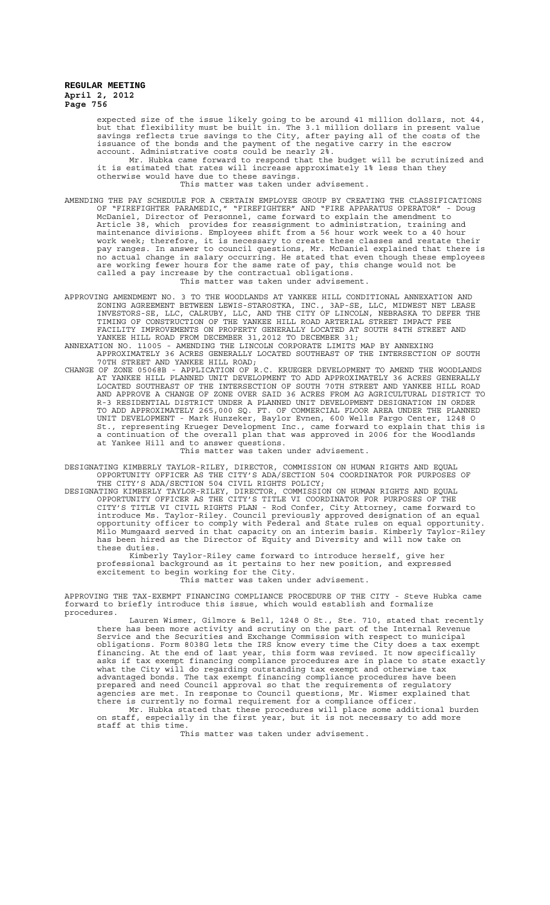expected size of the issue likely going to be around 41 million dollars, not 44, but that flexibility must be built in. The 3.1 million dollars in present value savings reflects true savings to the City, after paying all of the costs of the issuance of the bonds and the payment of the negative carry in the escrow account. Administrative costs could be nearly 2%.

Mr. Hubka came forward to respond that the budget will be scrutinized and it is estimated that rates will increase approximately 1% less than they otherwise would have due to these savings.

This matter was taken under advisement.

AMENDING THE PAY SCHEDULE FOR A CERTAIN EMPLOYEE GROUP BY CREATING THE CLASSIFICATIONS OF "FIREFIGHTER PARAMEDIC," "FIREFIGHTER" AND "FIRE APPARATUS OPERATOR" - Doug McDaniel, Director of Personnel, came forward to explain the amendment to Article 38, which provides for reassignment to administration, training and maintenance divisions. Employees shift from a 56 hour work week to a 40 hour work week; therefore, it is necessary to create these classes and restate their pay ranges. In answer to council questions, Mr. McDaniel explained that there is no actual change in salary occurring. He stated that even though these employees are working fewer hours for the same rate of pay, this change would not be called a pay increase by the contractual obligations.

This matter was taken under advisement.

APPROVING AMENDMENT NO. 3 TO THE WOODLANDS AT YANKEE HILL CONDITIONAL ANNEXATION AND ZONING AGREEMENT BETWEEN LEWIS-STAROSTKA, INC., 3AP-SE, LLC, MIDWEST NET LEASE INVESTORS-SE, LLC, CALRUBY, LLC, AND THE CITY OF LINCOLN, NEBRASKA TO DEFER THE TIMING OF CONSTRUCTION OF THE YANKEE HILL ROAD ARTERIAL STREET IMPACT FEE FACILITY IMPROVEMENTS ON PROPERTY GENERALLY LOCATED AT SOUTH 84TH STREET AND YANKEE HILL ROAD FROM DECEMBER 31,2012 TO DECEMBER 31;

ANNEXATION NO. 11005 - AMENDING THE LINCOLN CORPORATE LIMITS MAP BY ANNEXING APPROXIMATELY 36 ACRES GENERALLY LOCATED SOUTHEAST OF THE INTERSECTION OF SOUTH 70TH STREET AND YANKEE HILL ROAD;

CHANGE OF ZONE 05068B - APPLICATION OF R.C. KRUEGER DEVELOPMENT TO AMEND THE WOODLANDS AT YANKEE HILL PLANNED UNIT DEVELOPMENT TO ADD APPROXIMATELY 36 ACRES GENERALLY LOCATED SOUTHEAST OF THE INTERSECTION OF SOUTH 70TH STREET AND YANKEE HILL ROAD AND APPROVE A CHANGE OF ZONE OVER SAID 36 ACRES FROM AG AGRICULTURAL DISTRICT TO R-3 RESIDENTIAL DISTRICT UNDER A PLANNED UNIT DEVELOPMENT DESIGNATION IN ORDER TO ADD APPROXIMATELY 265,000 SQ. FT. OF COMMERCIAL FLOOR AREA UNDER THE PLANNED UNIT DEVELOPMENT - Mark Hunzeker, Baylor Evnen, 600 Wells Fargo Center, 1248 O St., representing Krueger Development Inc., came forward to explain that this is a continuation of the overall plan that was approved in 2006 for the Woodlands at Yankee Hill and to answer questions.

This matter was taken under advisement.

DESIGNATING KIMBERLY TAYLOR-RILEY, DIRECTOR, COMMISSION ON HUMAN RIGHTS AND EQUAL OPPORTUNITY OFFICER AS THE CITY'S ADA/SECTION 504 COORDINATOR FOR PURPOSES OF THE CITY'S ADA/SECTION 504 CIVIL RIGHTS POLICY;

DESIGNATING KIMBERLY TAYLOR-RILEY, DIRECTOR, COMMISSION ON HUMAN RIGHTS AND EQUAL OPPORTUNITY OFFICER AS THE CITY'S TITLE VI COORDINATOR FOR PURPOSES OF THE CITY'S TITLE VI CIVIL RIGHTS PLAN - Rod Confer, City Attorney, came forward to introduce Ms. Taylor-Riley. Council previously approved designation of an equal opportunity officer to comply with Federal and State rules on equal opportunity. Milo Mumgaard served in that capacity on an interim basis. Kimberly Taylor-Riley has been hired as the Director of Equity and Diversity and will now take on these duties.

Kimberly Taylor-Riley came forward to introduce herself, give her professional background as it pertains to her new position, and expressed excitement to begin working for the City.

This matter was taken under advisement.

APPROVING THE TAX-EXEMPT FINANCING COMPLIANCE PROCEDURE OF THE CITY - Steve Hubka came forward to briefly introduce this issue, which would establish and formalize procedures.

Lauren Wismer, Gilmore & Bell, 1248 O St., Ste. 710, stated that recently there has been more activity and scrutiny on the part of the Internal Revenue Service and the Securities and Exchange Commission with respect to municipal obligations. Form 8038G lets the IRS know every time the City does a tax exempt financing. At the end of last year, this form was revised. It now specifically asks if tax exempt financing compliance procedures are in place to state exactly what the City will do regarding outstanding tax exempt and otherwise tax advantaged bonds. The tax exempt financing compliance procedures have been prepared and need Council approval so that the requirements of regulatory agencies are met. In response to Council questions, Mr. Wismer explained that there is currently no formal requirement for a compliance officer.

Mr. Hubka stated that these procedures will place some additional burden on staff, especially in the first year, but it is not necessary to add more staff at this time.

This matter was taken under advisement.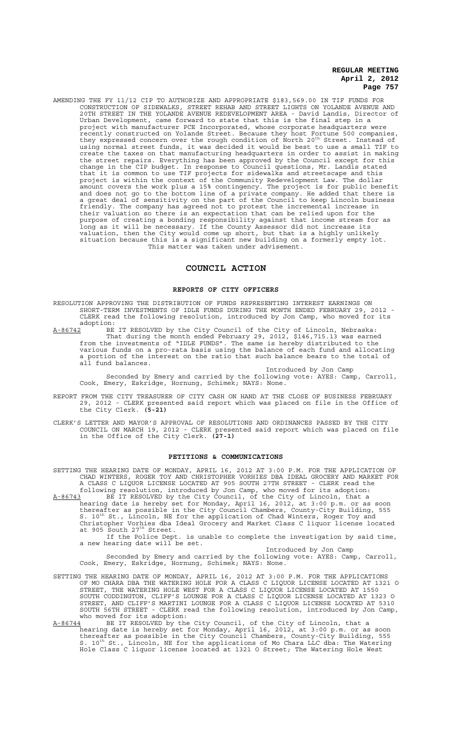AMENDING THE FY 11/12 CIP TO AUTHORIZE AND APPROPRIATE $183,569.00 IN TIF FUNDS FOR CONSTRUCTION OF SIDEWALKS, STREET REHAB AND STREET LIGHTS ON YOLANDE AVENUE AND 20TH STREET IN THE YOLANDE AVENUE REDEVELOPMENT AREA - David Landis, Director of Urban Development, came forward to state that this is the final step in a project with manufacturer PCE Incorporated, whose corporate headquarters were recently constructed on Yolande Street. Because they host Fortune 500 companies, they expressed concern over the rough condition of North 20th Street. Instead of using normal street funds, it was decided it would be best to use a small TIF to create the taxes on that manufacturing headquarters in order to assist in making the street repairs. Everything has been approved by the Council except for this change in the CIP budget. In response to Council questions, Mr. Landis stated that it is common to use TIF projects for sidewalks and streetscape and this project is within the context of the Community Redevelopment Law. The dollar amount covers the work plus a 15% contingency. The project is for public benefit and does not go to the bottom line of a private company. He added that there is a great deal of sensitivity on the part of the Council to keep Lincoln business friendly. The company has agreed not to protest the incremental increase in their valuation so there is an expectation that can be relied upon for the purpose of creating a bonding responsibility against that income stream for as long as it will be necessary. If the County Assessor did not increase its valuation, then the City would come up short, but that is a highly unlikely situation because this is a significant new building on a formerly empty lot.

This matter was taken under advisement.

## COUNCIL ACTION

### REPORTS OF CITY OFFICERS

RESOLUTION APPROVING THE DISTRIBUTION OF FUNDS REPRESENTING INTEREST EARNINGS ON SHORT-TERM INVESTMENTS OF IDLE FUNDS DURING THE MONTH ENDED FEBRUARY 29, 2012 - CLERK read the following resolution, introduced by Jon Camp, who moved for its adoption:

A-86742 BE IT RESOLVED by the City Council of the City of Lincoln, Nebraska:

That during the month ended February 29, 2012, $146,715.13 was earned from the investments of "IDLE FUNDS". The same is hereby distributed to the various funds on a pro-rata basis using the balance of each fund and allocating a portion of the interest on the ratio that such balance bears to the total of all fund balances.

Introduced by Jon Camp

Seconded by Emery and carried by the following vote: AYES: Camp, Carroll, Cook, Emery, Eskridge, Hornung, Schimek; NAYS: None.

REPORT FROM THE CITY TREASURER OF CITY CASH ON HAND AT THE CLOSE OF BUSINESS FEBRUARY 29, 2012 - CLERK presented said report which was placed on file in the Office of the City Clerk. **(5-21)**

CLERK'S LETTER AND MAYOR'S APPROVAL OF RESOLUTIONS AND ORDINANCES PASSED BY THE CITY COUNCIL ON MARCH 19, 2012 - CLERK presented said report which was placed on file in the Office of the City Clerk. **(27-1)**

### PETITIONS & COMMUNICATIONS

SETTING THE HEARING DATE OF MONDAY, APRIL 16, 2012 AT 3:00 P.M. FOR THE APPLICATION OF CHAD WINTERS, ROGER TOY AND CHRISTOPHER VORHIES DBA IDEAL GROCERY AND MARKET FOR A CLASS C LIQUOR LICENSE LOCATED AT 905 SOUTH 27TH STREET - CLERK read the following resolution, introduced by Jon Camp, who moved for its adoption:

A-86743 BE IT RESOLVED by the City Council, of the City of Lincoln, that a hearing date is hereby set for Monday, April 16, 2012, at 3:00 p.m. or as soon thereafter as possible in the City Council Chambers, County-City Building, 555 S. 10th St., Lincoln, NE for the application of Chad Winters, Roger Toy and Christopher Vorhies dba Ideal Grocery and Market Class C liquor license located at 905 South 27th Street.

If the Police Dept. is unable to complete the investigation by said time, a new hearing date will be set.

Introduced by Jon Camp

Seconded by Emery and carried by the following vote: AYES: Camp, Carroll, Cook, Emery, Eskridge, Hornung, Schimek; NAYS: None.

SETTING THE HEARING DATE OF MONDAY, APRIL 16, 2012 AT 3:00 P.M. FOR THE APPLICATIONS OF MO CHARA DBA THE WATERING HOLE FOR A CLASS C LIQUOR LICENSE LOCATED AT 1321 O STREET, THE WATERING HOLE WEST FOR A CLASS C LIQUOR LICENSE LOCATED AT 1550 SOUTH CODDINGTON, CLIFF'S LOUNGE FOR A CLASS C LIQUOR LICENSE LOCATED AT 1323 O STREET, AND CLIFF'S MARTINI LOUNGE FOR A CLASS C LIQUOR LICENSE LOCATED AT 5310 SOUTH 56TH STREET - CLERK read the following resolution, introduced by Jon Camp, who moved for its adoption:

A-86744 BE IT RESOLVED by the City Council, of the City of Lincoln, that a hearing date is hereby set for Monday, April 16, 2012, at 3:00 p.m. or as soon thereafter as possible in the City Council Chambers, County-City Building, 555 S. 10th St., Lincoln, NE for the applications of Mo Chara LLC dba: The Watering Hole Class C liquor license located at 1321 O Street; The Watering Hole West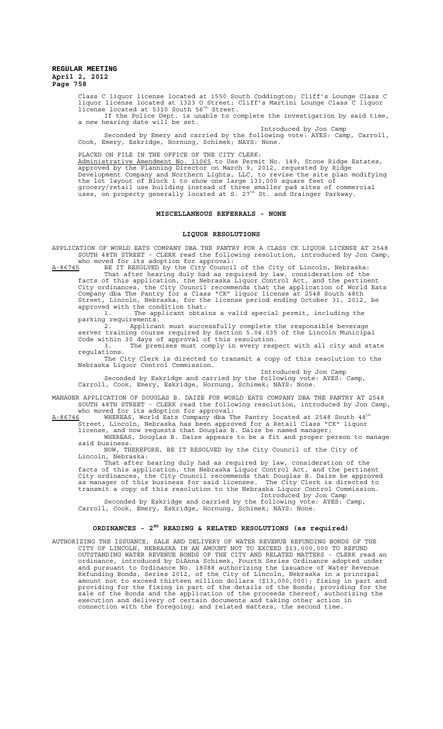Class C liquor license located at 1550 South Coddington; Cliff's Lounge Class C liquor license located at 1323 O Street; Cliff's Martini Lounge Class C liquor license located at 5310 South 56th Street.

If the Police Dept. is unable to complete the investigation by said time, a new hearing date will be set.

Introduced by Jon Camp

Seconded by Emery and carried by the following vote: AYES: Camp, Carroll, Cook, Emery, Eskridge, Hornung, Schimek; NAYS: None.

PLACED ON FILE IN THE OFFICE OF THE CITY CLERK:

Administrative Amendment No. 11065 to Use Permit No. 149, Stone Ridge Estates, approved by the Planning Director on March 9, 2012, requested by Ridge Development Company and Northern Lights, LLC, to revise the site plan modifying the lot layout of Block 1 to show one large 133,000 square feet of grocery/retail use building instead of three smaller pad sites of commercial uses, on property generally located at S. 27th St. and Grainger Parkway.

## MISCELLANEOUS REFERRALS - NONE

## LIQUOR RESOLUTIONS

APPLICATION OF WORLD EATS COMPANY DBA THE PANTRY FOR A CLASS CK LIQUOR LICENSE AT 2548 SOUTH 48TH STREET - CLERK read the following resolution, introduced by Jon Camp, who moved for its adoption for approval:

A-86745 BE IT RESOLVED by the City Council of the City of Lincoln, Nebraska:

That after hearing duly had as required by law, consideration of the facts of this application, the Nebraska Liquor Control Act, and the pertinent City ordinances, the City Council recommends that the application of World Eats Company dba The Pantry for a Class "CK" liquor license at 2548 South 48th Street, Lincoln, Nebraska, for the license period ending October 31, 2012, be approved with the condition that:

1. The applicant obtains a valid special permit, including the parking requirements.
2. Applicant must successfully complete the responsible beverage server training course required by Section 5.04.035 of the Lincoln Municipal Code within 30 days of approval of this resolution.
3. The premises must comply in every respect with all city and state regulations.

The City Clerk is directed to transmit a copy of this resolution to the Nebraska Liquor Control Commission.

Introduced by Jon Camp

Seconded by Eskridge and carried by the following vote: AYES: Camp, Carroll, Cook, Emery, Eskridge, Hornung, Schimek; NAYS: None.

MANAGER APPLICATION OF DOUGLAS B. DAIZE FOR WORLD EATS COMPANY DBA THE PANTRY AT 2548 SOUTH 48TH STREET - CLERK read the following resolution, introduced by Jon Camp, who moved for its adoption for approval:

A-86746 WHEREAS, World Eats Company dba The Pantry located at 2548 South 48th Street, Lincoln, Nebraska has been approved for a Retail Class "CK" liquor license, and now requests that Douglas B. Daize be named manager;

WHEREAS, Douglas B. Daize appears to be a fit and proper person to manage said business.

NOW, THEREFORE, BE IT RESOLVED by the City Council of the City of Lincoln, Nebraska:

That after hearing duly had as required by law, consideration of the facts of this application, the Nebraska Liquor Control Act, and the pertinent City ordinances, the City Council recommends that Douglas B. Daize be approved as manager of this business for said licensee. The City Clerk is directed to transmit a copy of this resolution to the Nebraska Liquor Control Commission.

Introduced by Jon Camp

Seconded by Eskridge and carried by the following vote: AYES: Camp, Carroll, Cook, Emery, Eskridge, Hornung, Schimek; NAYS: None.

## ORDINANCES - 2ND READING & RELATED RESOLUTIONS (as required)

AUTHORIZING THE ISSUANCE, SALE AND DELIVERY OF WATER REVENUE REFUNDING BONDS OF THE CITY OF LINCOLN, NEBRASKA IN AN AMOUNT NOT TO EXCEED $13,000,000 TO REFUND OUTSTANDING WATER REVENUE BONDS OF THE CITY AND RELATED MATTERS - CLERK read an ordinance, introduced by DiAnna Schimek, Fourth Series Ordinance adopted under and pursuant to Ordinance No. 18088 authorizing the issuance of Water Revenue Refunding Bonds, Series 2012, of the City of Lincoln, Nebraska in a principal amount not to exceed thirteen million dollars ($13,000,000); fixing in part and providing for the fixing in part of the details of the Bonds; providing for the sale of the Bonds and the application of the proceeds thereof; authorizing the execution and delivery of certain documents and taking other action in connection with the foregoing; and related matters, the second time.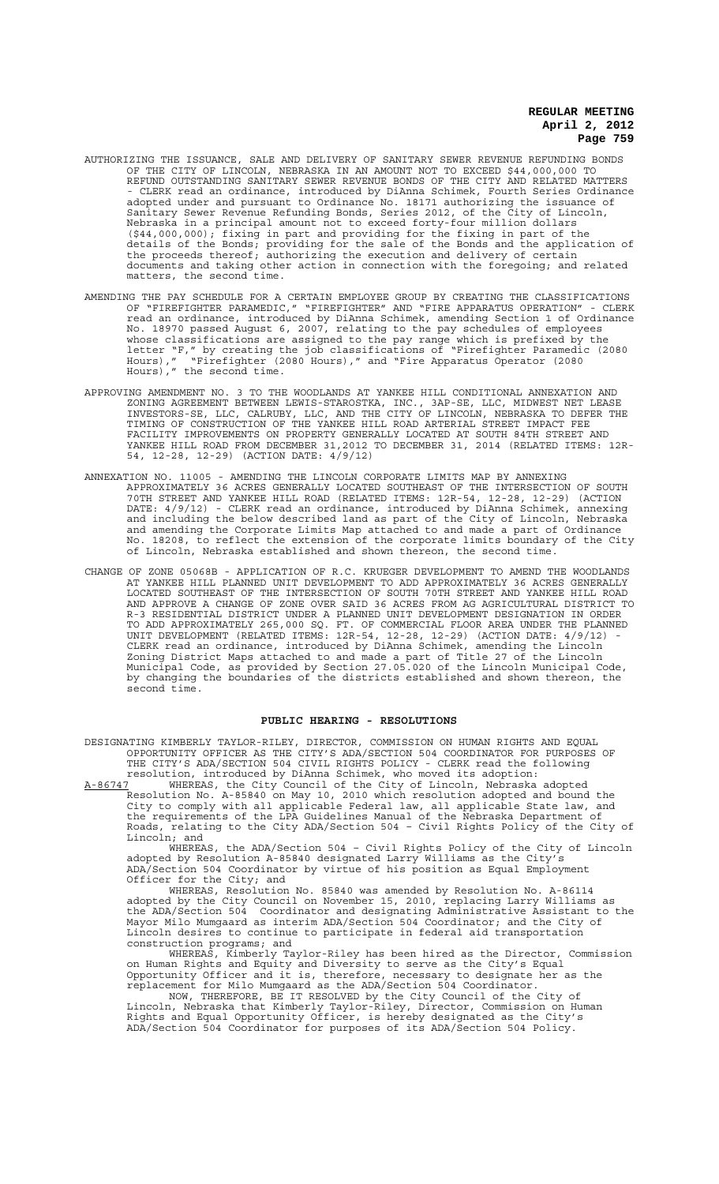AUTHORIZING THE ISSUANCE, SALE AND DELIVERY OF SANITARY SEWER REVENUE REFUNDING BONDS OF THE CITY OF LINCOLN, NEBRASKA IN AN AMOUNT NOT TO EXCEED $44,000,000 TO REFUND OUTSTANDING SANITARY SEWER REVENUE BONDS OF THE CITY AND RELATED MATTERS - CLERK read an ordinance, introduced by DiAnna Schimek, Fourth Series Ordinance adopted under and pursuant to Ordinance No. 18171 authorizing the issuance of Sanitary Sewer Revenue Refunding Bonds, Series 2012, of the City of Lincoln, Nebraska in a principal amount not to exceed forty-four million dollars ($44,000,000); fixing in part and providing for the fixing in part of the details of the Bonds; providing for the sale of the Bonds and the application of the proceeds thereof; authorizing the execution and delivery of certain documents and taking other action in connection with the foregoing; and related matters, the second time.

AMENDING THE PAY SCHEDULE FOR A CERTAIN EMPLOYEE GROUP BY CREATING THE CLASSIFICATIONS OF "FIREFIGHTER PARAMEDIC," "FIREFIGHTER" AND "FIRE APPARATUS OPERATION" - CLERK read an ordinance, introduced by DiAnna Schimek, amending Section 1 of Ordinance No. 18970 passed August 6, 2007, relating to the pay schedules of employees whose classifications are assigned to the pay range which is prefixed by the letter "F," by creating the job classifications of "Firefighter Paramedic (2080 Hours)," "Firefighter (2080 Hours)," and "Fire Apparatus Operator (2080 Hours)," the second time.

APPROVING AMENDMENT NO. 3 TO THE WOODLANDS AT YANKEE HILL CONDITIONAL ANNEXATION AND ZONING AGREEMENT BETWEEN LEWIS-STAROSTKA, INC., 3AP-SE, LLC, MIDWEST NET LEASE INVESTORS-SE, LLC, CALRUBY, LLC, AND THE CITY OF LINCOLN, NEBRASKA TO DEFER THE TIMING OF CONSTRUCTION OF THE YANKEE HILL ROAD ARTERIAL STREET IMPACT FEE FACILITY IMPROVEMENTS ON PROPERTY GENERALLY LOCATED AT SOUTH 84TH STREET AND YANKEE HILL ROAD FROM DECEMBER 31,2012 TO DECEMBER 31, 2014 (RELATED ITEMS: 12R-54, 12-28, 12-29) (ACTION DATE: 4/9/12)

ANNEXATION NO. 11005 - AMENDING THE LINCOLN CORPORATE LIMITS MAP BY ANNEXING APPROXIMATELY 36 ACRES GENERALLY LOCATED SOUTHEAST OF THE INTERSECTION OF SOUTH 70TH STREET AND YANKEE HILL ROAD (RELATED ITEMS: 12R-54, 12-28, 12-29) (ACTION DATE: 4/9/12) - CLERK read an ordinance, introduced by DiAnna Schimek, annexing and including the below described land as part of the City of Lincoln, Nebraska and amending the Corporate Limits Map attached to and made a part of Ordinance No. 18208, to reflect the extension of the corporate limits boundary of the City of Lincoln, Nebraska established and shown thereon, the second time.

CHANGE OF ZONE 05068B - APPLICATION OF R.C. KRUEGER DEVELOPMENT TO AMEND THE WOODLANDS AT YANKEE HILL PLANNED UNIT DEVELOPMENT TO ADD APPROXIMATELY 36 ACRES GENERALLY LOCATED SOUTHEAST OF THE INTERSECTION OF SOUTH 70TH STREET AND YANKEE HILL ROAD AND APPROVE A CHANGE OF ZONE OVER SAID 36 ACRES FROM AG AGRICULTURAL DISTRICT TO R-3 RESIDENTIAL DISTRICT UNDER A PLANNED UNIT DEVELOPMENT DESIGNATION IN ORDER TO ADD APPROXIMATELY 265,000 SQ. FT. OF COMMERCIAL FLOOR AREA UNDER THE PLANNED UNIT DEVELOPMENT (RELATED ITEMS: 12R-54, 12-28, 12-29) (ACTION DATE: 4/9/12) - CLERK read an ordinance, introduced by DiAnna Schimek, amending the Lincoln Zoning District Maps attached to and made a part of Title 27 of the Lincoln Municipal Code, as provided by Section 27.05.020 of the Lincoln Municipal Code, by changing the boundaries of the districts established and shown thereon, the second time.

## PUBLIC HEARING - RESOLUTIONS

DESIGNATING KIMBERLY TAYLOR-RILEY, DIRECTOR, COMMISSION ON HUMAN RIGHTS AND EQUAL OPPORTUNITY OFFICER AS THE CITY'S ADA/SECTION 504 COORDINATOR FOR PURPOSES OF THE CITY'S ADA/SECTION 504 CIVIL RIGHTS POLICY - CLERK read the following resolution, introduced by DiAnna Schimek, who moved its adoption:

A-86747 WHEREAS, the City Council of the City of Lincoln, Nebraska adopted Resolution No. A-85840 on May 10, 2010 which resolution adopted and bound the City to comply with all applicable Federal law, all applicable State law, and the requirements of the LPA Guidelines Manual of the Nebraska Department of Roads, relating to the City ADA/Section 504 – Civil Rights Policy of the City of Lincoln; and

WHEREAS, the ADA/Section 504 – Civil Rights Policy of the City of Lincoln adopted by Resolution A-85840 designated Larry Williams as the City's ADA/Section 504 Coordinator by virtue of his position as Equal Employment Officer for the City; and

WHEREAS, Resolution No. 85840 was amended by Resolution No. A-86114 adopted by the City Council on November 15, 2010, replacing Larry Williams as the ADA/Section 504 Coordinator and designating Administrative Assistant to the Mayor Milo Mumgaard as interim ADA/Section 504 Coordinator; and the City of Lincoln desires to continue to participate in federal aid transportation construction programs; and

WHEREAS, Kimberly Taylor-Riley has been hired as the Director, Commission on Human Rights and Equity and Diversity to serve as the City's Equal Opportunity Officer and it is, therefore, necessary to designate her as the replacement for Milo Mumgaard as the ADA/Section 504 Coordinator.

NOW, THEREFORE, BE IT RESOLVED by the City Council of the City of Lincoln, Nebraska that Kimberly Taylor-Riley, Director, Commission on Human Rights and Equal Opportunity Officer, is hereby designated as the City's ADA/Section 504 Coordinator for purposes of its ADA/Section 504 Policy.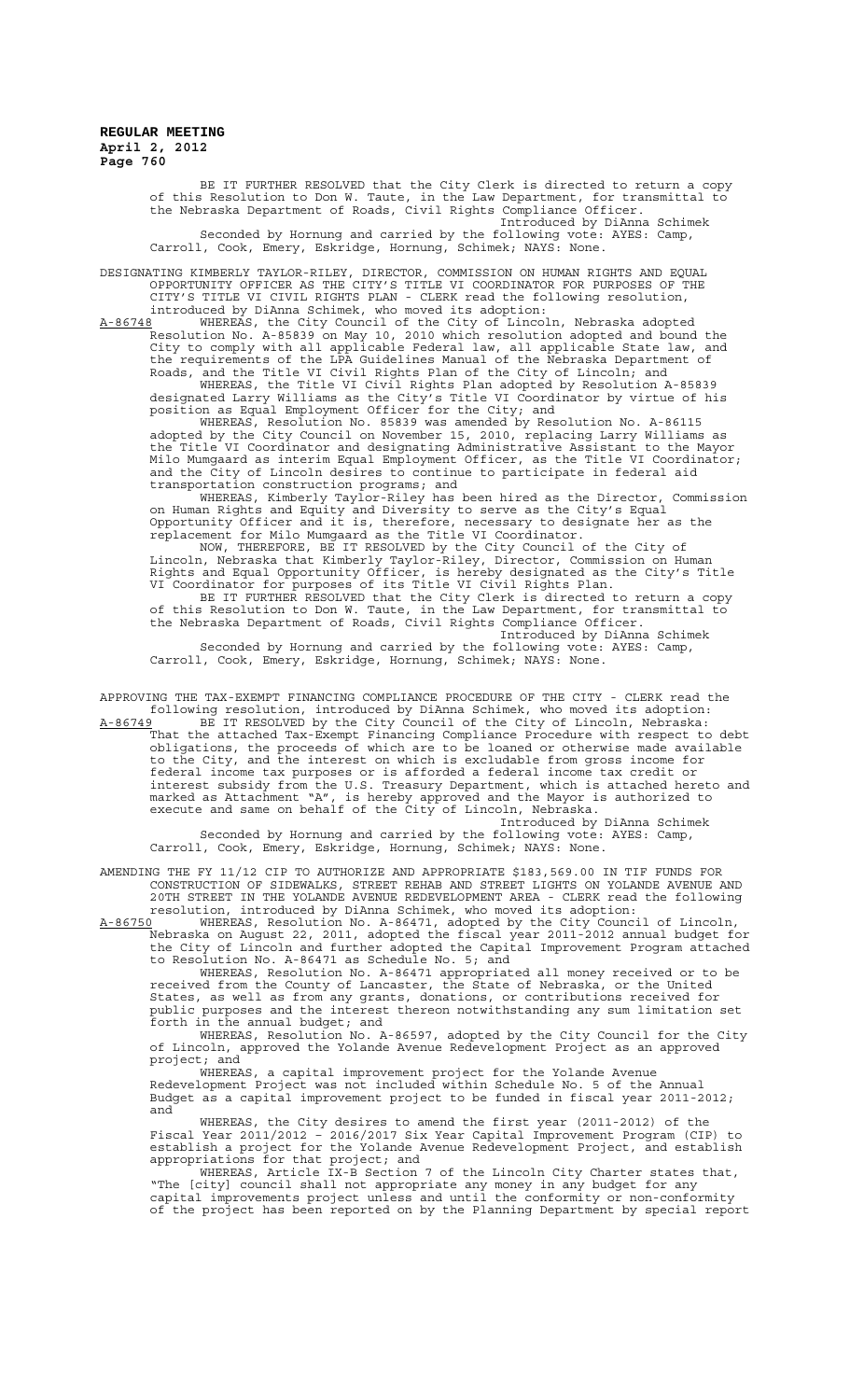BE IT FURTHER RESOLVED that the City Clerk is directed to return a copy of this Resolution to Don W. Taute, in the Law Department, for transmittal to the Nebraska Department of Roads, Civil Rights Compliance Officer.

Introduced by DiAnna Schimek

Seconded by Hornung and carried by the following vote: AYES: Camp, Carroll, Cook, Emery, Eskridge, Hornung, Schimek; NAYS: None.

DESIGNATING KIMBERLY TAYLOR-RILEY, DIRECTOR, COMMISSION ON HUMAN RIGHTS AND EQUAL OPPORTUNITY OFFICER AS THE CITY'S TITLE VI COORDINATOR FOR PURPOSES OF THE CITY'S TITLE VI CIVIL RIGHTS PLAN - CLERK read the following resolution, introduced by DiAnna Schimek, who moved its adoption:

A-86748 WHEREAS, the City Council of the City of Lincoln, Nebraska adopted Resolution No. A-85839 on May 10, 2010 which resolution adopted and bound the City to comply with all applicable Federal law, all applicable State law, and the requirements of the LPA Guidelines Manual of the Nebraska Department of Roads, and the Title VI Civil Rights Plan of the City of Lincoln; and

WHEREAS, the Title VI Civil Rights Plan adopted by Resolution A-85839 designated Larry Williams as the City's Title VI Coordinator by virtue of his position as Equal Employment Officer for the City; and

WHEREAS, Resolution No. 85839 was amended by Resolution No. A-86115 adopted by the City Council on November 15, 2010, replacing Larry Williams as the Title VI Coordinator and designating Administrative Assistant to the Mayor Milo Mumgaard as interim Equal Employment Officer, as the Title VI Coordinator; and the City of Lincoln desires to continue to participate in federal aid transportation construction programs; and

WHEREAS, Kimberly Taylor-Riley has been hired as the Director, Commission on Human Rights and Equity and Diversity to serve as the City's Equal Opportunity Officer and it is, therefore, necessary to designate her as the replacement for Milo Mumgaard as the Title VI Coordinator.

NOW, THEREFORE, BE IT RESOLVED by the City Council of the City of Lincoln, Nebraska that Kimberly Taylor-Riley, Director, Commission on Human Rights and Equal Opportunity Officer, is hereby designated as the City's Title VI Coordinator for purposes of its Title VI Civil Rights Plan.

BE IT FURTHER RESOLVED that the City Clerk is directed to return a copy of this Resolution to Don W. Taute, in the Law Department, for transmittal to the Nebraska Department of Roads, Civil Rights Compliance Officer.

Introduced by DiAnna Schimek

Seconded by Hornung and carried by the following vote: AYES: Camp, Carroll, Cook, Emery, Eskridge, Hornung, Schimek; NAYS: None.

APPROVING THE TAX-EXEMPT FINANCING COMPLIANCE PROCEDURE OF THE CITY - CLERK read the following resolution, introduced by DiAnna Schimek, who moved its adoption:

A-86749 BE IT RESOLVED by the City Council of the City of Lincoln, Nebraska: That the attached Tax-Exempt Financing Compliance Procedure with respect to debt obligations, the proceeds of which are to be loaned or otherwise made available to the City, and the interest on which is excludable from gross income for federal income tax purposes or is afforded a federal income tax credit or interest subsidy from the U.S. Treasury Department, which is attached hereto and marked as Attachment "A", is hereby approved and the Mayor is authorized to execute and same on behalf of the City of Lincoln, Nebraska.

Introduced by DiAnna Schimek

Seconded by Hornung and carried by the following vote: AYES: Camp, Carroll, Cook, Emery, Eskridge, Hornung, Schimek; NAYS: None.

AMENDING THE FY 11/12 CIP TO AUTHORIZE AND APPROPRIATE $183,569.00 IN TIF FUNDS FOR CONSTRUCTION OF SIDEWALKS, STREET REHAB AND STREET LIGHTS ON YOLANDE AVENUE AND 20TH STREET IN THE YOLANDE AVENUE REDEVELOPMENT AREA - CLERK read the following resolution, introduced by DiAnna Schimek, who moved its adoption:

A-86750 WHEREAS, Resolution No. A-86471, adopted by the City Council of Lincoln, Nebraska on August 22, 2011, adopted the fiscal year 2011-2012 annual budget for the City of Lincoln and further adopted the Capital Improvement Program attached to Resolution No. A-86471 as Schedule No. 5; and

WHEREAS, Resolution No. A-86471 appropriated all money received or to be received from the County of Lancaster, the State of Nebraska, or the United States, as well as from any grants, donations, or contributions received for public purposes and the interest thereon notwithstanding any sum limitation set forth in the annual budget; and

WHEREAS, Resolution No. A-86597, adopted by the City Council for the City of Lincoln, approved the Yolande Avenue Redevelopment Project as an approved project; and

WHEREAS, a capital improvement project for the Yolande Avenue Redevelopment Project was not included within Schedule No. 5 of the Annual Budget as a capital improvement project to be funded in fiscal year 2011-2012; and

WHEREAS, the City desires to amend the first year (2011-2012) of the Fiscal Year 2011/2012 – 2016/2017 Six Year Capital Improvement Program (CIP) to establish a project for the Yolande Avenue Redevelopment Project, and establish appropriations for that project; and

WHEREAS, Article IX-B Section 7 of the Lincoln City Charter states that, "The [city] council shall not appropriate any money in any budget for any capital improvements project unless and until the conformity or non-conformity of the project has been reported on by the Planning Department by special report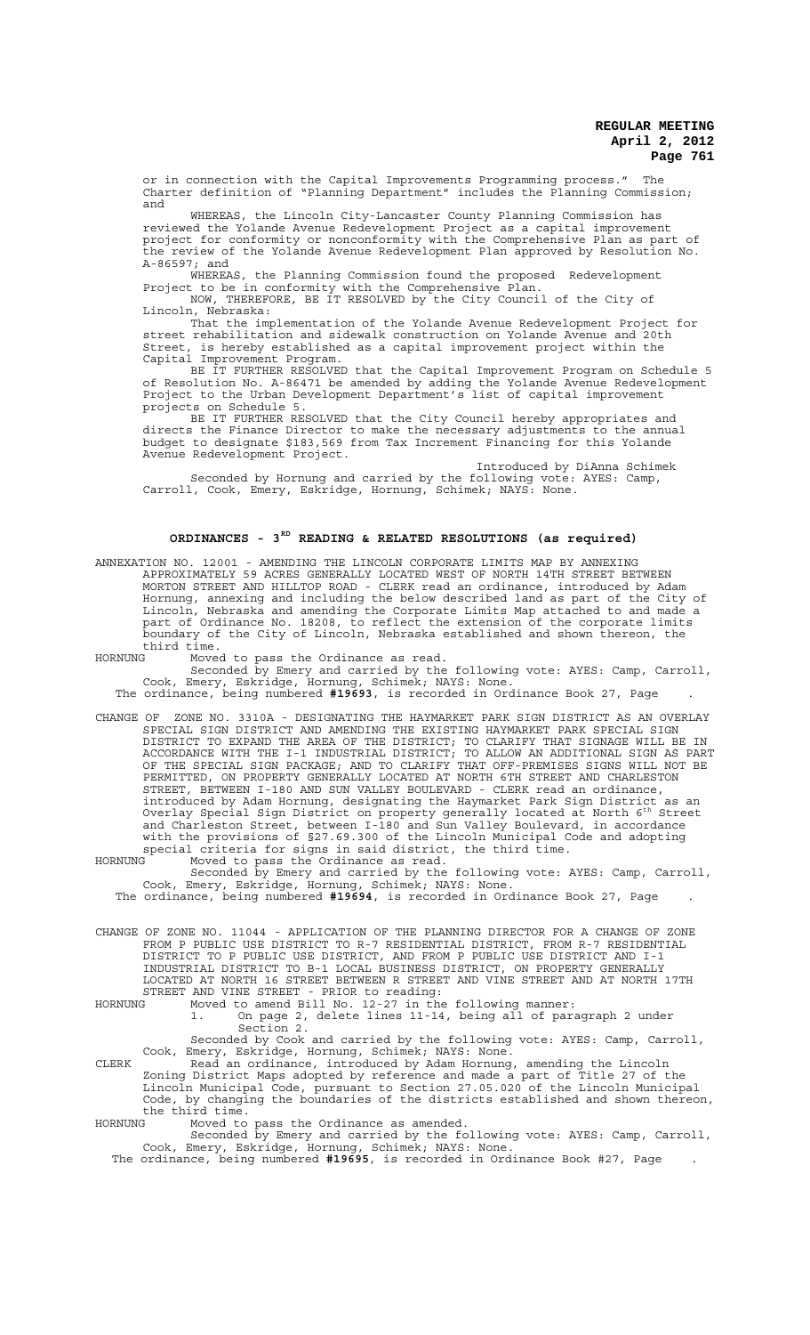or in connection with the Capital Improvements Programming process." The Charter definition of "Planning Department" includes the Planning Commission; and

WHEREAS, the Lincoln City-Lancaster County Planning Commission has reviewed the Yolande Avenue Redevelopment Project as a capital improvement project for conformity or nonconformity with the Comprehensive Plan as part of the review of the Yolande Avenue Redevelopment Plan approved by Resolution No. A-86597; and

WHEREAS, the Planning Commission found the proposed Redevelopment Project to be in conformity with the Comprehensive Plan.

NOW, THEREFORE, BE IT RESOLVED by the City Council of the City of Lincoln, Nebraska:

That the implementation of the Yolande Avenue Redevelopment Project for street rehabilitation and sidewalk construction on Yolande Avenue and 20th Street, is hereby established as a capital improvement project within the Capital Improvement Program.

BE IT FURTHER RESOLVED that the Capital Improvement Program on Schedule 5 of Resolution No. A-86471 be amended by adding the Yolande Avenue Redevelopment Project to the Urban Development Department's list of capital improvement projects on Schedule 5.

BE IT FURTHER RESOLVED that the City Council hereby appropriates and directs the Finance Director to make the necessary adjustments to the annual budget to designate $183,569 from Tax Increment Financing for this Yolande Avenue Redevelopment Project.

Introduced by DiAnna Schimek

Seconded by Hornung and carried by the following vote: AYES: Camp, Carroll, Cook, Emery, Eskridge, Hornung, Schimek; NAYS: None.

## ORDINANCES - 3RD READING & RELATED RESOLUTIONS (as required)

ANNEXATION NO. 12001 - AMENDING THE LINCOLN CORPORATE LIMITS MAP BY ANNEXING APPROXIMATELY 59 ACRES GENERALLY LOCATED WEST OF NORTH 14TH STREET BETWEEN MORTON STREET AND HILLTOP ROAD - CLERK read an ordinance, introduced by Adam Hornung, annexing and including the below described land as part of the City of Lincoln, Nebraska and amending the Corporate Limits Map attached to and made a part of Ordinance No. 18208, to reflect the extension of the corporate limits boundary of the City of Lincoln, Nebraska established and shown thereon, the third time.

HORNUNG Moved to pass the Ordinance as read.

Seconded by Emery and carried by the following vote: AYES: Camp, Carroll, Cook, Emery, Eskridge, Hornung, Schimek; NAYS: None.

The ordinance, being numbered **#19693**, is recorded in Ordinance Book 27, Page .

CHANGE OF ZONE NO. 3310A - DESIGNATING THE HAYMARKET PARK SIGN DISTRICT AS AN OVERLAY SPECIAL SIGN DISTRICT AND AMENDING THE EXISTING HAYMARKET PARK SPECIAL SIGN DISTRICT TO EXPAND THE AREA OF THE DISTRICT; TO CLARIFY THAT SIGNAGE WILL BE IN ACCORDANCE WITH THE I-1 INDUSTRIAL DISTRICT; TO ALLOW AN ADDITIONAL SIGN AS PART OF THE SPECIAL SIGN PACKAGE; AND TO CLARIFY THAT OFF-PREMISES SIGNS WILL NOT BE PERMITTED, ON PROPERTY GENERALLY LOCATED AT NORTH 6TH STREET AND CHARLESTON STREET, BETWEEN I-180 AND SUN VALLEY BOULEVARD - CLERK read an ordinance, introduced by Adam Hornung, designating the Haymarket Park Sign District as an Overlay Special Sign District on property generally located at North 6th Street and Charleston Street, between I-180 and Sun Valley Boulevard, in accordance with the provisions of §27.69.300 of the Lincoln Municipal Code and adopting special criteria for signs in said district, the third time.

HORNUNG Moved to pass the Ordinance as read.

Seconded by Emery and carried by the following vote: AYES: Camp, Carroll, Cook, Emery, Eskridge, Hornung, Schimek; NAYS: None.

The ordinance, being numbered **#19694**, is recorded in Ordinance Book 27, Page .

CHANGE OF ZONE NO. 11044 - APPLICATION OF THE PLANNING DIRECTOR FOR A CHANGE OF ZONE FROM P PUBLIC USE DISTRICT TO R-7 RESIDENTIAL DISTRICT, FROM R-7 RESIDENTIAL DISTRICT TO P PUBLIC USE DISTRICT, AND FROM P PUBLIC USE DISTRICT AND I-1 INDUSTRIAL DISTRICT TO B-1 LOCAL BUSINESS DISTRICT, ON PROPERTY GENERALLY LOCATED AT NORTH 16 STREET BETWEEN R STREET AND VINE STREET AND AT NORTH 17TH STREET AND VINE STREET - PRIOR to reading:

HORNUNG Moved to amend Bill No. 12-27 in the following manner:

1. On page 2, delete lines 11-14, being all of paragraph 2 under Section 2.

Seconded by Cook and carried by the following vote: AYES: Camp, Carroll, Cook, Emery, Eskridge, Hornung, Schimek; NAYS: None.

CLERK Read an ordinance, introduced by Adam Hornung, amending the Lincoln Zoning District Maps adopted by reference and made a part of Title 27 of the Lincoln Municipal Code, pursuant to Section 27.05.020 of the Lincoln Municipal Code, by changing the boundaries of the districts established and shown thereon, the third time.

HORNUNG Moved to pass the Ordinance as amended.

Seconded by Emery and carried by the following vote: AYES: Camp, Carroll, Cook, Emery, Eskridge, Hornung, Schimek; NAYS: None.

The ordinance, being numbered **#19695**, is recorded in Ordinance Book #27, Page .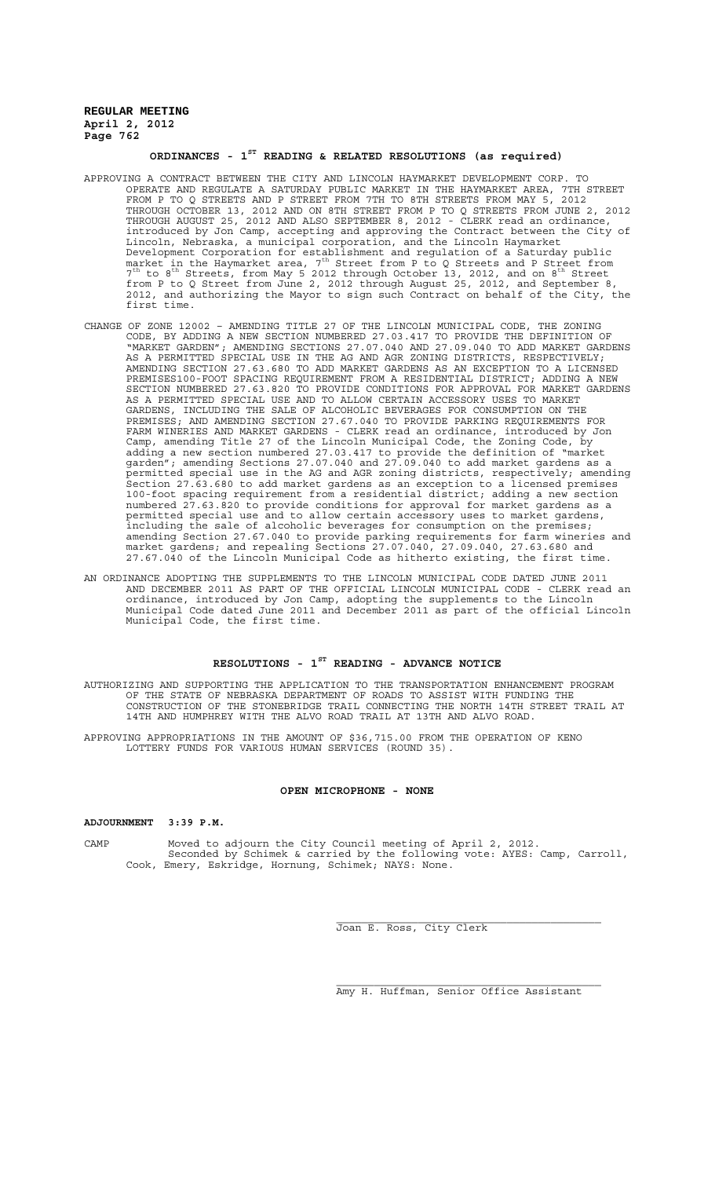## ORDINANCES - 1ST READING & RELATED RESOLUTIONS (as required)

APPROVING A CONTRACT BETWEEN THE CITY AND LINCOLN HAYMARKET DEVELOPMENT CORP. TO OPERATE AND REGULATE A SATURDAY PUBLIC MARKET IN THE HAYMARKET AREA, 7TH STREET FROM P TO Q STREETS AND P STREET FROM 7TH TO 8TH STREETS FROM MAY 5, 2012 THROUGH OCTOBER 13, 2012 AND ON 8TH STREET FROM P TO Q STREETS FROM JUNE 2, 2012 THROUGH AUGUST 25, 2012 AND ALSO SEPTEMBER 8, 2012 - CLERK read an ordinance, introduced by Jon Camp, accepting and approving the Contract between the City of Lincoln, Nebraska, a municipal corporation, and the Lincoln Haymarket Development Corporation for establishment and regulation of a Saturday public market in the Haymarket area, 7th Street from P to Q Streets and P Street from 7th to 8th Streets, from May 5 2012 through October 13, 2012, and on 8th Street from P to Q Street from June 2, 2012 through August 25, 2012, and September 8, 2012, and authorizing the Mayor to sign such Contract on behalf of the City, the first time.

CHANGE OF ZONE 12002 – AMENDING TITLE 27 OF THE LINCOLN MUNICIPAL CODE, THE ZONING CODE, BY ADDING A NEW SECTION NUMBERED 27.03.417 TO PROVIDE THE DEFINITION OF "MARKET GARDEN"; AMENDING SECTIONS 27.07.040 AND 27.09.040 TO ADD MARKET GARDENS AS A PERMITTED SPECIAL USE IN THE AG AND AGR ZONING DISTRICTS, RESPECTIVELY; AMENDING SECTION 27.63.680 TO ADD MARKET GARDENS AS AN EXCEPTION TO A LICENSED PREMISES100-FOOT SPACING REQUIREMENT FROM A RESIDENTIAL DISTRICT; ADDING A NEW SECTION NUMBERED 27.63.820 TO PROVIDE CONDITIONS FOR APPROVAL FOR MARKET GARDENS AS A PERMITTED SPECIAL USE AND TO ALLOW CERTAIN ACCESSORY USES TO MARKET GARDENS, INCLUDING THE SALE OF ALCOHOLIC BEVERAGES FOR CONSUMPTION ON THE PREMISES; AND AMENDING SECTION 27.67.040 TO PROVIDE PARKING REQUIREMENTS FOR FARM WINERIES AND MARKET GARDENS - CLERK read an ordinance, introduced by Jon Camp, amending Title 27 of the Lincoln Municipal Code, the Zoning Code, by adding a new section numbered 27.03.417 to provide the definition of "market garden"; amending Sections 27.07.040 and 27.09.040 to add market gardens as a permitted special use in the AG and AGR zoning districts, respectively; amending Section 27.63.680 to add market gardens as an exception to a licensed premises 100-foot spacing requirement from a residential district; adding a new section numbered 27.63.820 to provide conditions for approval for market gardens as a permitted special use and to allow certain accessory uses to market gardens, including the sale of alcoholic beverages for consumption on the premises; amending Section 27.67.040 to provide parking requirements for farm wineries and market gardens; and repealing Sections 27.07.040, 27.09.040, 27.63.680 and 27.67.040 of the Lincoln Municipal Code as hitherto existing, the first time.

AN ORDINANCE ADOPTING THE SUPPLEMENTS TO THE LINCOLN MUNICIPAL CODE DATED JUNE 2011 AND DECEMBER 2011 AS PART OF THE OFFICIAL LINCOLN MUNICIPAL CODE - CLERK read an ordinance, introduced by Jon Camp, adopting the supplements to the Lincoln Municipal Code dated June 2011 and December 2011 as part of the official Lincoln Municipal Code, the first time.

## RESOLUTIONS - 1ST READING - ADVANCE NOTICE

AUTHORIZING AND SUPPORTING THE APPLICATION TO THE TRANSPORTATION ENHANCEMENT PROGRAM OF THE STATE OF NEBRASKA DEPARTMENT OF ROADS TO ASSIST WITH FUNDING THE CONSTRUCTION OF THE STONEBRIDGE TRAIL CONNECTING THE NORTH 14TH STREET TRAIL AT 14TH AND HUMPHREY WITH THE ALVO ROAD TRAIL AT 13TH AND ALVO ROAD.

APPROVING APPROPRIATIONS IN THE AMOUNT OF $36,715.00 FROM THE OPERATION OF KENO LOTTERY FUNDS FOR VARIOUS HUMAN SERVICES (ROUND 35).

## OPEN MICROPHONE - NONE

**ADJOURNMENT 3:39 P.M.**

CAMP Moved to adjourn the City Council meeting of April 2, 2012.
Seconded by Schimek & carried by the following vote: AYES: Camp, Carroll, Cook, Emery, Eskridge, Hornung, Schimek; NAYS: None.

Joan E. Ross, City Clerk

Amy H. Huffman, Senior Office Assistant